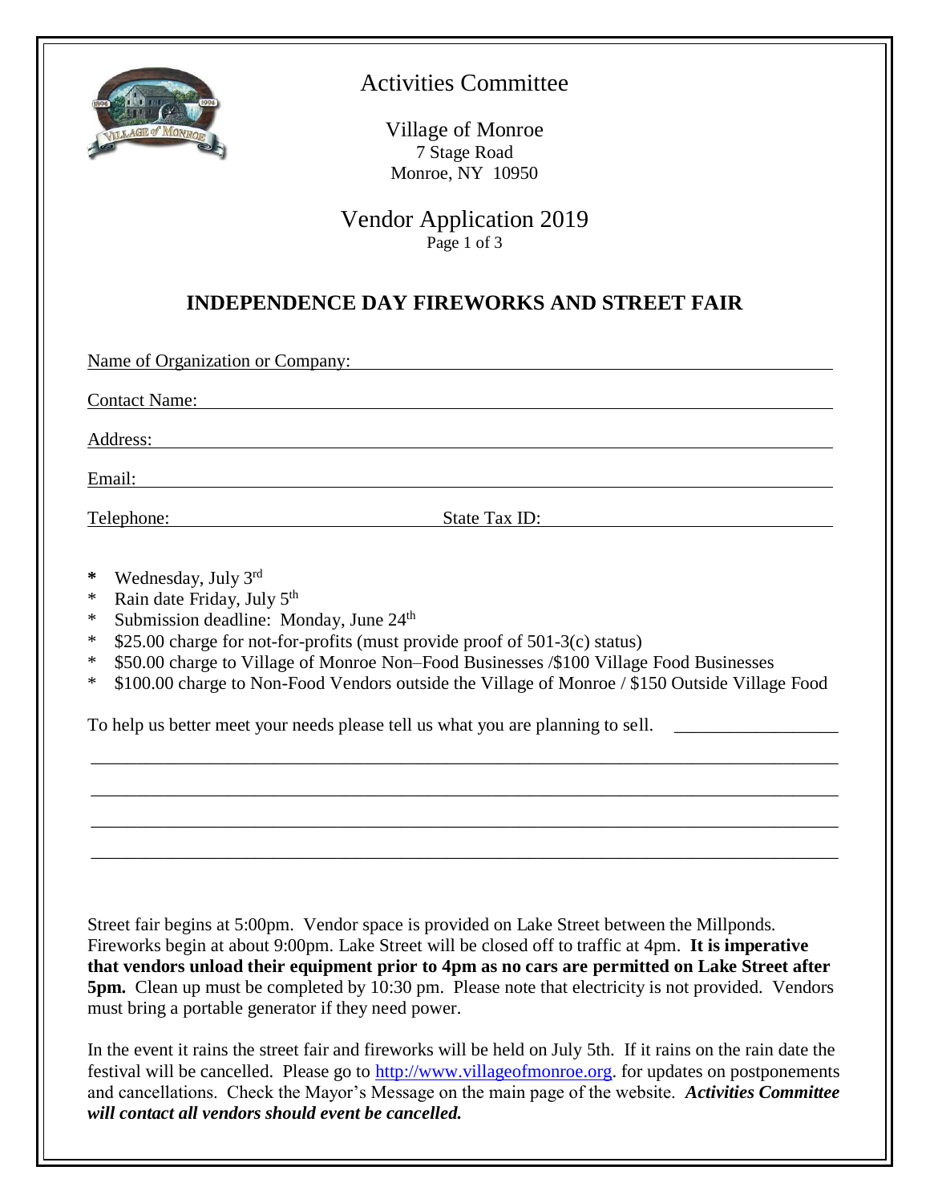Activities Committee

Village of Monroe
7 Stage Road
Monroe, NY 10950

Vendor Application 2019
Page 1 of 3

## INDEPENDENCE DAY FIREWORKS AND STREET FAIR

Name of Organization or Company: ______________________________________________

Contact Name: ______________________________________________

Address: ______________________________________________

Email: ______________________________________________

Telephone: ______________________ State Tax ID: ______________________

- Wednesday, July 3rd
- Rain date Friday, July 5th
- Submission deadline: Monday, June 24th
- $25.00 charge for not-for-profits (must provide proof of 501-3(c) status)
- $50.00 charge to Village of Monroe Non–Food Businesses /$100 Village Food Businesses
- $100.00 charge to Non-Food Vendors outside the Village of Monroe / $150 Outside Village Food

To help us better meet your needs please tell us what you are planning to sell. __________________

______________________________________________________________________________

______________________________________________________________________________

______________________________________________________________________________

______________________________________________________________________________

Street fair begins at 5:00pm. Vendor space is provided on Lake Street between the Millponds. Fireworks begin at about 9:00pm. Lake Street will be closed off to traffic at 4pm. **It is imperative that vendors unload their equipment prior to 4pm as no cars are permitted on Lake Street after 5pm.** Clean up must be completed by 10:30 pm. Please note that electricity is not provided. Vendors must bring a portable generator if they need power.

In the event it rains the street fair and fireworks will be held on July 5th. If it rains on the rain date the festival will be cancelled. Please go to http://www.villageofmonroe.org. for updates on postponements and cancellations. Check the Mayor's Message on the main page of the website. ***Activities Committee will contact all vendors should event be cancelled.***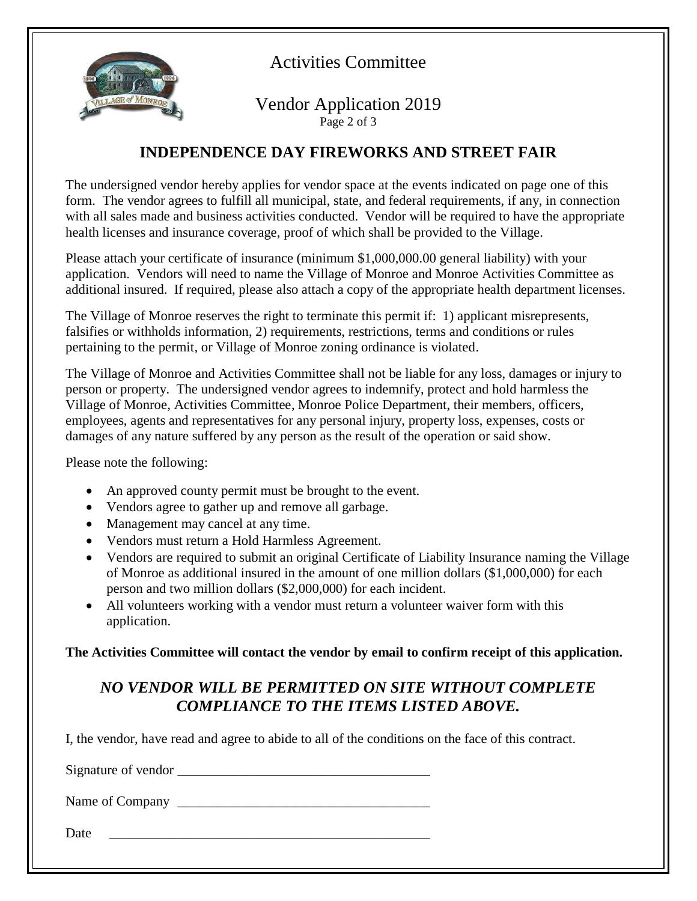Activities Committee

Vendor Application 2019

Page 2 of 3

## INDEPENDENCE DAY FIREWORKS AND STREET FAIR

The undersigned vendor hereby applies for vendor space at the events indicated on page one of this form. The vendor agrees to fulfill all municipal, state, and federal requirements, if any, in connection with all sales made and business activities conducted. Vendor will be required to have the appropriate health licenses and insurance coverage, proof of which shall be provided to the Village.

Please attach your certificate of insurance (minimum $1,000,000.00 general liability) with your application. Vendors will need to name the Village of Monroe and Monroe Activities Committee as additional insured. If required, please also attach a copy of the appropriate health department licenses.

The Village of Monroe reserves the right to terminate this permit if: 1) applicant misrepresents, falsifies or withholds information, 2) requirements, restrictions, terms and conditions or rules pertaining to the permit, or Village of Monroe zoning ordinance is violated.

The Village of Monroe and Activities Committee shall not be liable for any loss, damages or injury to person or property. The undersigned vendor agrees to indemnify, protect and hold harmless the Village of Monroe, Activities Committee, Monroe Police Department, their members, officers, employees, agents and representatives for any personal injury, property loss, expenses, costs or damages of any nature suffered by any person as the result of the operation or said show.

Please note the following:

- An approved county permit must be brought to the event.
- Vendors agree to gather up and remove all garbage.
- Management may cancel at any time.
- Vendors must return a Hold Harmless Agreement.
- Vendors are required to submit an original Certificate of Liability Insurance naming the Village of Monroe as additional insured in the amount of one million dollars ($1,000,000) for each person and two million dollars ($2,000,000) for each incident.
- All volunteers working with a vendor must return a volunteer waiver form with this application.

**The Activities Committee will contact the vendor by email to confirm receipt of this application.**

### *NO VENDOR WILL BE PERMITTED ON SITE WITHOUT COMPLETE COMPLIANCE TO THE ITEMS LISTED ABOVE.*

I, the vendor, have read and agree to abide to all of the conditions on the face of this contract.

Signature of vendor ______________________________________

Name of Company ______________________________________

Date ______________________________________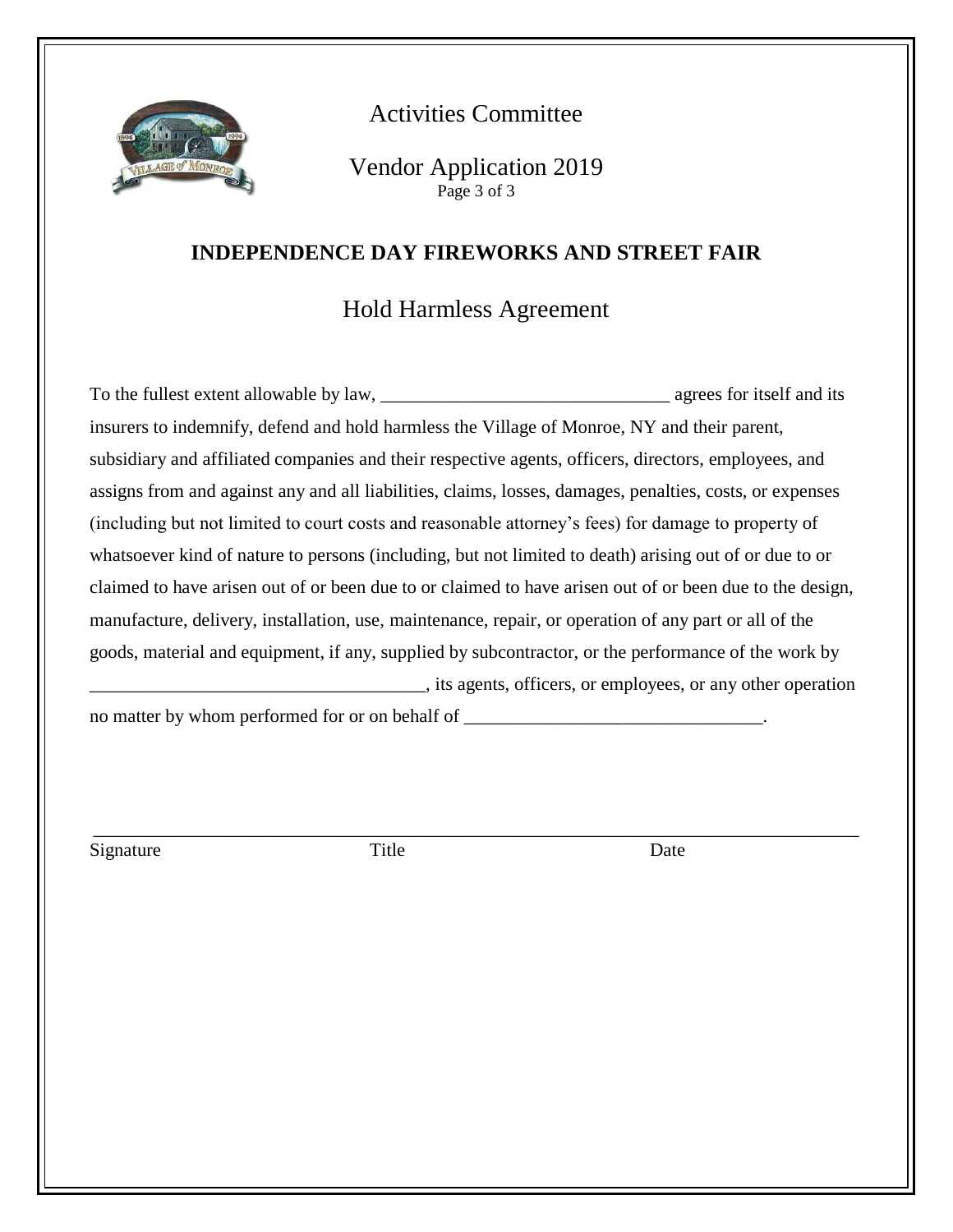Activities Committee

Vendor Application 2019

## INDEPENDENCE DAY FIREWORKS AND STREET FAIR

# Hold Harmless Agreement

To the fullest extent allowable by law, _______________________________ agrees for itself and its insurers to indemnify, defend and hold harmless the Village of Monroe, NY and their parent, subsidiary and affiliated companies and their respective agents, officers, directors, employees, and assigns from and against any and all liabilities, claims, losses, damages, penalties, costs, or expenses (including but not limited to court costs and reasonable attorney's fees) for damage to property of whatsoever kind of nature to persons (including, but not limited to death) arising out of or due to or claimed to have arisen out of or been due to or claimed to have arisen out of or been due to the design, manufacture, delivery, installation, use, maintenance, repair, or operation of any part or all of the goods, material and equipment, if any, supplied by subcontractor, or the performance of the work by ____________________________________, its agents, officers, or employees, or any other operation no matter by whom performed for or on behalf of ________________________________.

_____________________________________________________________________________

Signature Title Date